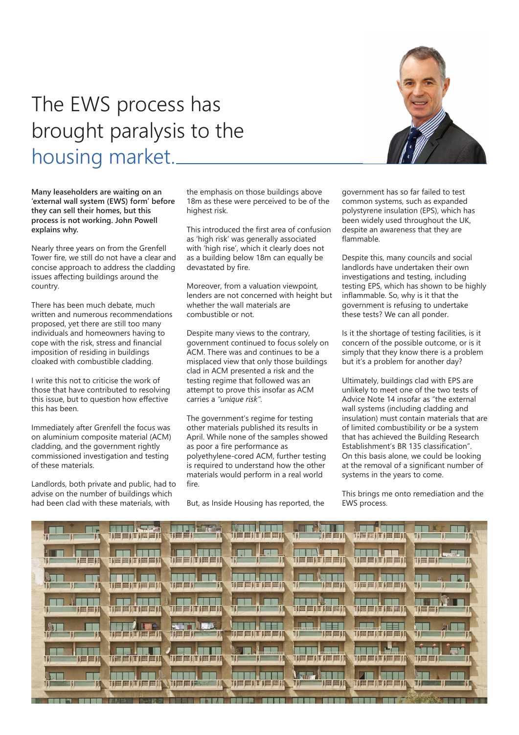# The EWS process has brought paralysis to the housing market.

**Many leaseholders are waiting on an 'external wall system (EWS) form' before they can sell their homes, but this process is not working. John Powell explains why.**

Nearly three years on from the Grenfell Tower fire, we still do not have a clear and concise approach to address the cladding issues affecting buildings around the country.

There has been much debate, much written and numerous recommendations proposed, yet there are still too many individuals and homeowners having to cope with the risk, stress and financial imposition of residing in buildings cloaked with combustible cladding.

I write this not to criticise the work of those that have contributed to resolving this issue, but to question how effective this has been.

Immediately after Grenfell the focus was on aluminium composite material (ACM) cladding, and the government rightly commissioned investigation and testing of these materials.

Landlords, both private and public, had to advise on the number of buildings which had been clad with these materials, with the emphasis on those buildings above 18m as these were perceived to be of the highest risk.

This introduced the first area of confusion as 'high risk' was generally associated with 'high rise', which it clearly does not as a building below 18m can equally be devastated by fire.

Moreover, from a valuation viewpoint, lenders are not concerned with height but whether the wall materials are combustible or not.

Despite many views to the contrary, government continued to focus solely on ACM. There was and continues to be a misplaced view that only those buildings clad in ACM presented a risk and the testing regime that followed was an attempt to prove this insofar as ACM carries a *"unique risk"*.

The government's regime for testing other materials published its results in April. While none of the samples showed as poor a fire performance as polyethylene-cored ACM, further testing is required to understand how the other materials would perform in a real world fire.

But, as Inside Housing has reported, the government has so far failed to test common systems, such as expanded polystyrene insulation (EPS), which has been widely used throughout the UK, despite an awareness that they are flammable.

Despite this, many councils and social landlords have undertaken their own investigations and testing, including testing EPS, which has shown to be highly inflammable. So, why is it that the government is refusing to undertake these tests? We can all ponder.

Is it the shortage of testing facilities, is it concern of the possible outcome, or is it simply that they know there is a problem but it's a problem for another day?

Ultimately, buildings clad with EPS are unlikely to meet one of the two tests of Advice Note 14 insofar as "the external wall systems (including cladding and insulation) must contain materials that are of limited combustibility or be a system that has achieved the Building Research Establishment's BR 135 classification". On this basis alone, we could be looking at the removal of a significant number of systems in the years to come.

This brings me onto remediation and the EWS process.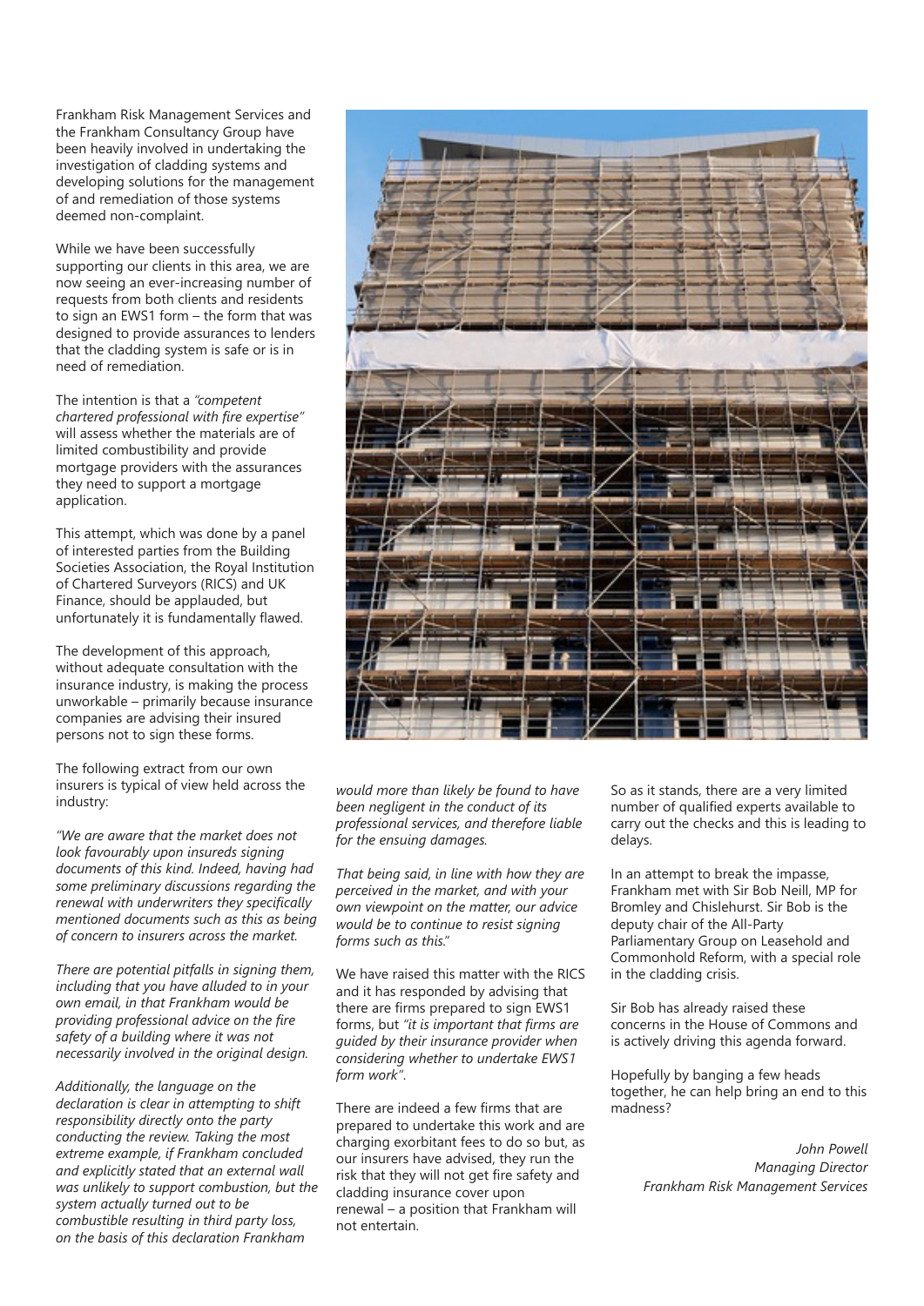Frankham Risk Management Services and the Frankham Consultancy Group have been heavily involved in undertaking the investigation of cladding systems and developing solutions for the management of and remediation of those systems deemed non-complaint.

While we have been successfully supporting our clients in this area, we are now seeing an ever-increasing number of requests from both clients and residents to sign an EWS1 form – the form that was designed to provide assurances to lenders that the cladding system is safe or is in need of remediation.

The intention is that a *"competent chartered professional with fire expertise"* will assess whether the materials are of limited combustibility and provide mortgage providers with the assurances they need to support a mortgage application.

This attempt, which was done by a panel of interested parties from the Building Societies Association, the Royal Institution of Chartered Surveyors (RICS) and UK Finance, should be applauded, but unfortunately it is fundamentally flawed.

The development of this approach, without adequate consultation with the insurance industry, is making the process unworkable – primarily because insurance companies are advising their insured persons not to sign these forms.

The following extract from our own insurers is typical of view held across the industry:

*"We are aware that the market does not look favourably upon insureds signing documents of this kind. Indeed, having had some preliminary discussions regarding the renewal with underwriters they specifically mentioned documents such as this as being of concern to insurers across the market.*

*There are potential pitfalls in signing them, including that you have alluded to in your own email, in that Frankham would be providing professional advice on the fire safety of a building where it was not necessarily involved in the original design.*

*Additionally, the language on the declaration is clear in attempting to shift responsibility directly onto the party conducting the review. Taking the most extreme example, if Frankham concluded and explicitly stated that an external wall was unlikely to support combustion, but the system actually turned out to be combustible resulting in third party loss, on the basis of this declaration Frankham would more than likely be found to have been negligent in the conduct of its professional services, and therefore liable for the ensuing damages.*

*That being said, in line with how they are perceived in the market, and with your own viewpoint on the matter, our advice would be to continue to resist signing forms such as this."*

We have raised this matter with the RICS and it has responded by advising that there are firms prepared to sign EWS1 forms, but *"it is important that firms are guided by their insurance provider when considering whether to undertake EWS1 form work"*.

There are indeed a few firms that are prepared to undertake this work and are charging exorbitant fees to do so but, as our insurers have advised, they run the risk that they will not get fire safety and cladding insurance cover upon renewal – a position that Frankham will not entertain.

So as it stands, there are a very limited number of qualified experts available to carry out the checks and this is leading to delays.

In an attempt to break the impasse, Frankham met with Sir Bob Neill, MP for Bromley and Chislehurst. Sir Bob is the deputy chair of the All-Party Parliamentary Group on Leasehold and Commonhold Reform, with a special role in the cladding crisis.

Sir Bob has already raised these concerns in the House of Commons and is actively driving this agenda forward.

Hopefully by banging a few heads together, he can help bring an end to this madness?

*John Powell*
*Managing Director*
*Frankham Risk Management Services*